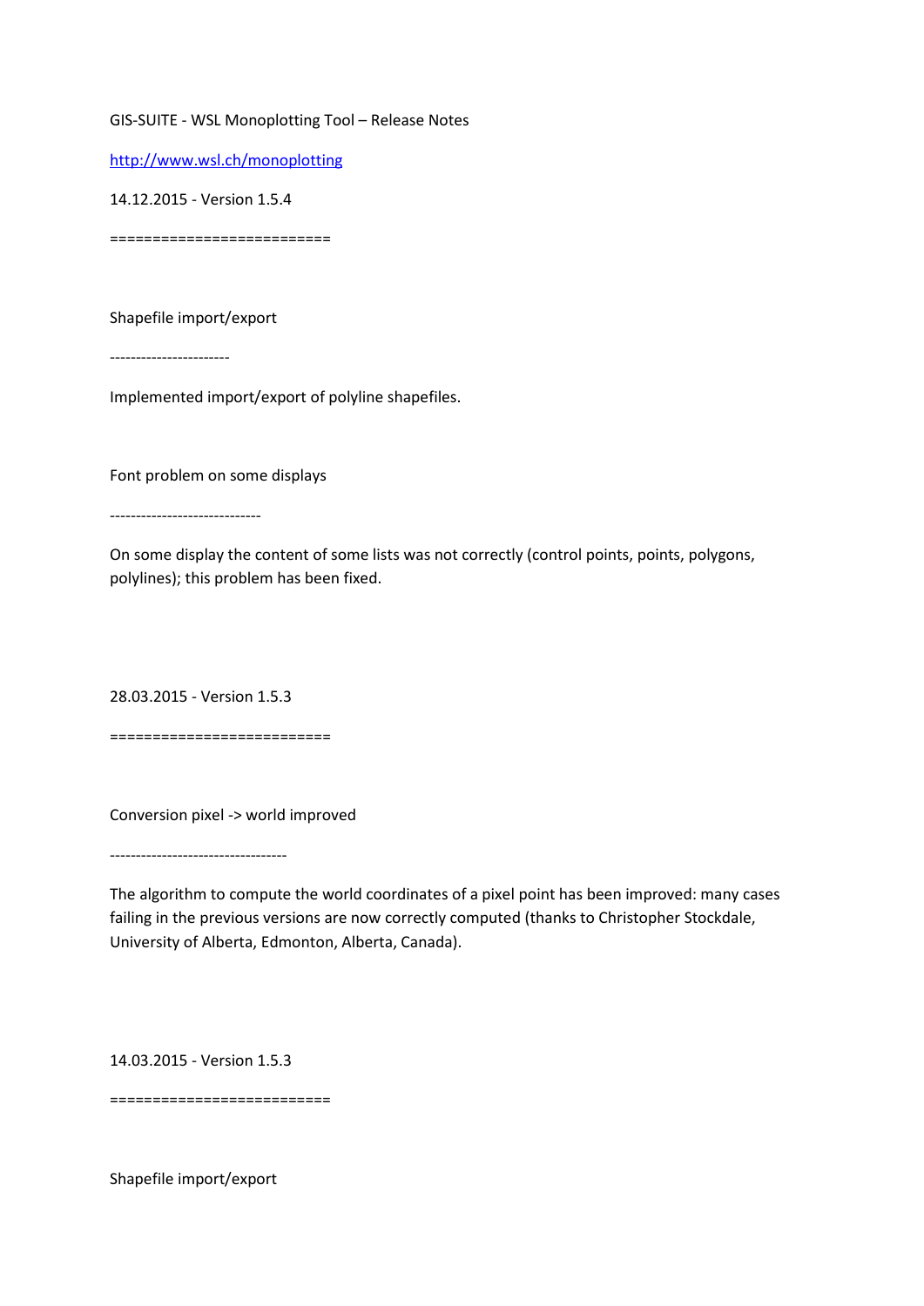GIS-SUITE - WSL Monoplotting Tool – Release Notes

http://www.wsl.ch/monoplotting

14.12.2015 - Version 1.5.4

=========================

Shapefile import/export

----------------------

Implemented import/export of polyline shapefiles.

Font problem on some displays

-----------------------------

On some display the content of some lists was not correctly (control points, points, polygons, polylines); this problem has been fixed.

28.03.2015 - Version 1.5.3

=========================

Conversion pixel -> world improved

----------------------------------

The algorithm to compute the world coordinates of a pixel point has been improved: many cases failing in the previous versions are now correctly computed (thanks to Christopher Stockdale, University of Alberta, Edmonton, Alberta, Canada).

14.03.2015 - Version 1.5.3

=========================

Shapefile import/export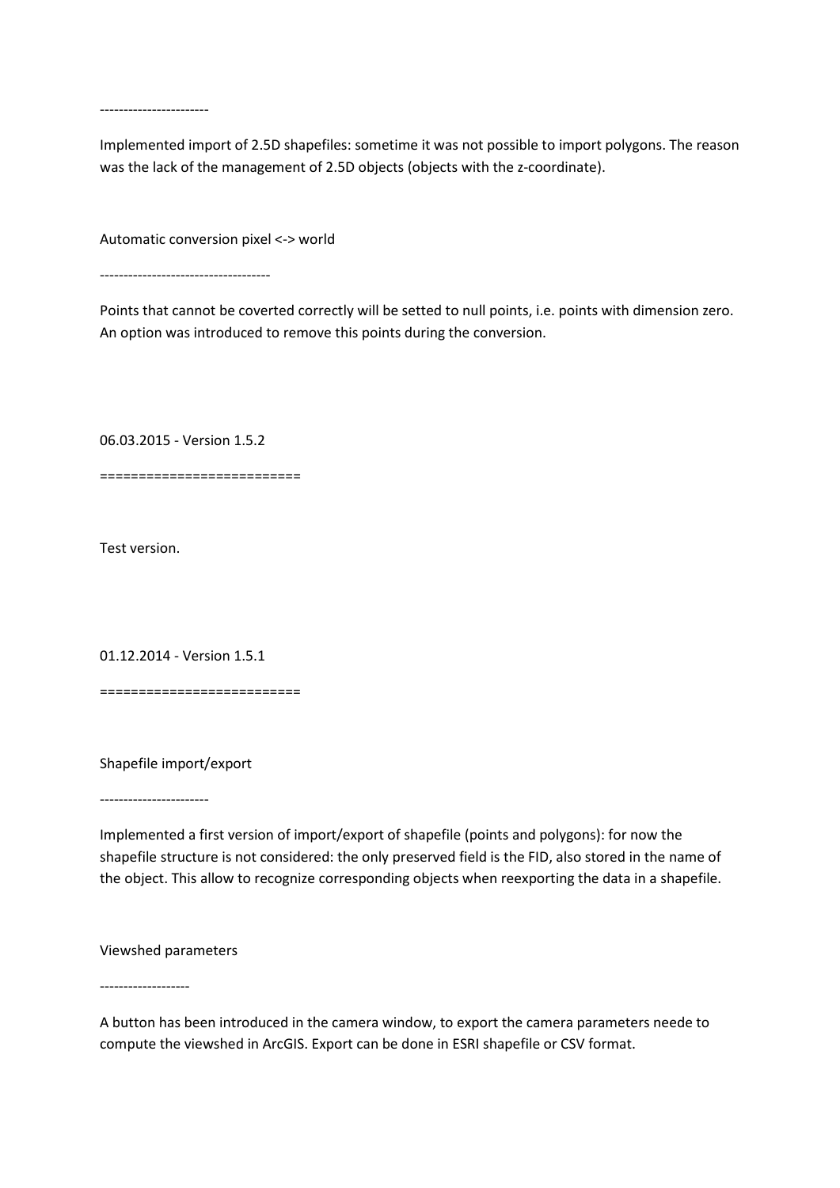-----------------------

Implemented import of 2.5D shapefiles: sometime it was not possible to import polygons. The reason was the lack of the management of 2.5D objects (objects with the z-coordinate).

Automatic conversion pixel <-> world

------------------------------------

Points that cannot be coverted correctly will be setted to null points, i.e. points with dimension zero. An option was introduced to remove this points during the conversion.

06.03.2015 - Version 1.5.2

=========================

Test version.

01.12.2014 - Version 1.5.1

=========================

Shapefile import/export

-----------------------

Implemented a first version of import/export of shapefile (points and polygons): for now the shapefile structure is not considered: the only preserved field is the FID, also stored in the name of the object. This allow to recognize corresponding objects when reexporting the data in a shapefile.

Viewshed parameters

-------------------

A button has been introduced in the camera window, to export the camera parameters neede to compute the viewshed in ArcGIS. Export can be done in ESRI shapefile or CSV format.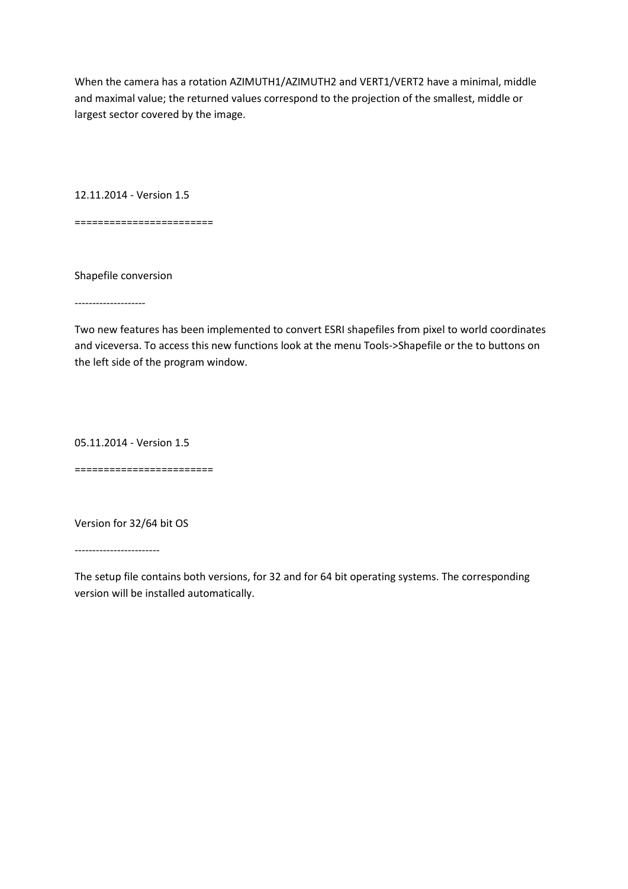When the camera has a rotation AZIMUTH1/AZIMUTH2 and VERT1/VERT2 have a minimal, middle and maximal value; the returned values correspond to the projection of the smallest, middle or largest sector covered by the image.

## 12.11.2014 - Version 1.5

### Shapefile conversion

Two new features has been implemented to convert ESRI shapefiles from pixel to world coordinates and viceversa. To access this new functions look at the menu Tools->Shapefile or the to buttons on the left side of the program window.

## 05.11.2014 - Version 1.5

### Version for 32/64 bit OS

The setup file contains both versions, for 32 and for 64 bit operating systems. The corresponding version will be installed automatically.